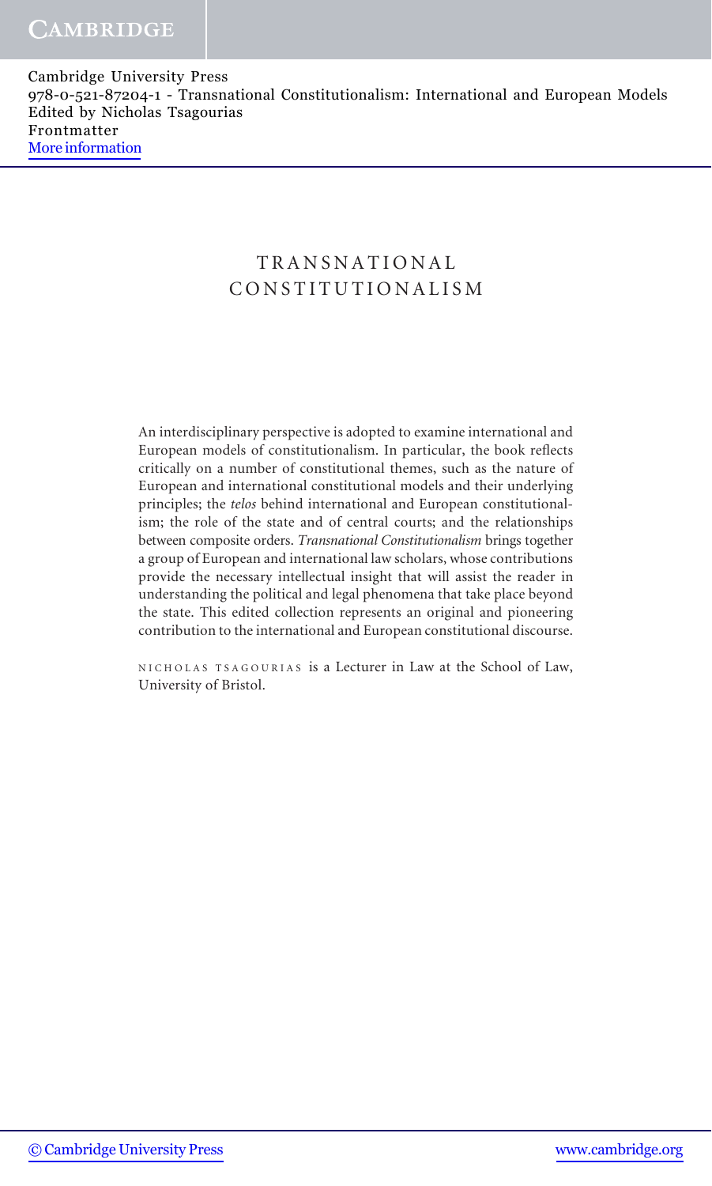# TRANSNATIONAL CONSTITUTIONALISM

An interdisciplinary perspective is adopted to examine international and European models of constitutionalism. In particular, the book reflects critically on a number of constitutional themes, such as the nature of European and international constitutional models and their underlying principles; the *telos* behind international and European constitutionalism; the role of the state and of central courts; and the relationships between composite orders. *Transnational Constitutionalism* brings together a group of European and international law scholars, whose contributions provide the necessary intellectual insight that will assist the reader in understanding the political and legal phenomena that take place beyond the state. This edited collection represents an original and pioneering contribution to the international and European constitutional discourse.

NICHOLAS TSAGOURIAS is a Lecturer in Law at the School of Law, University of Bristol.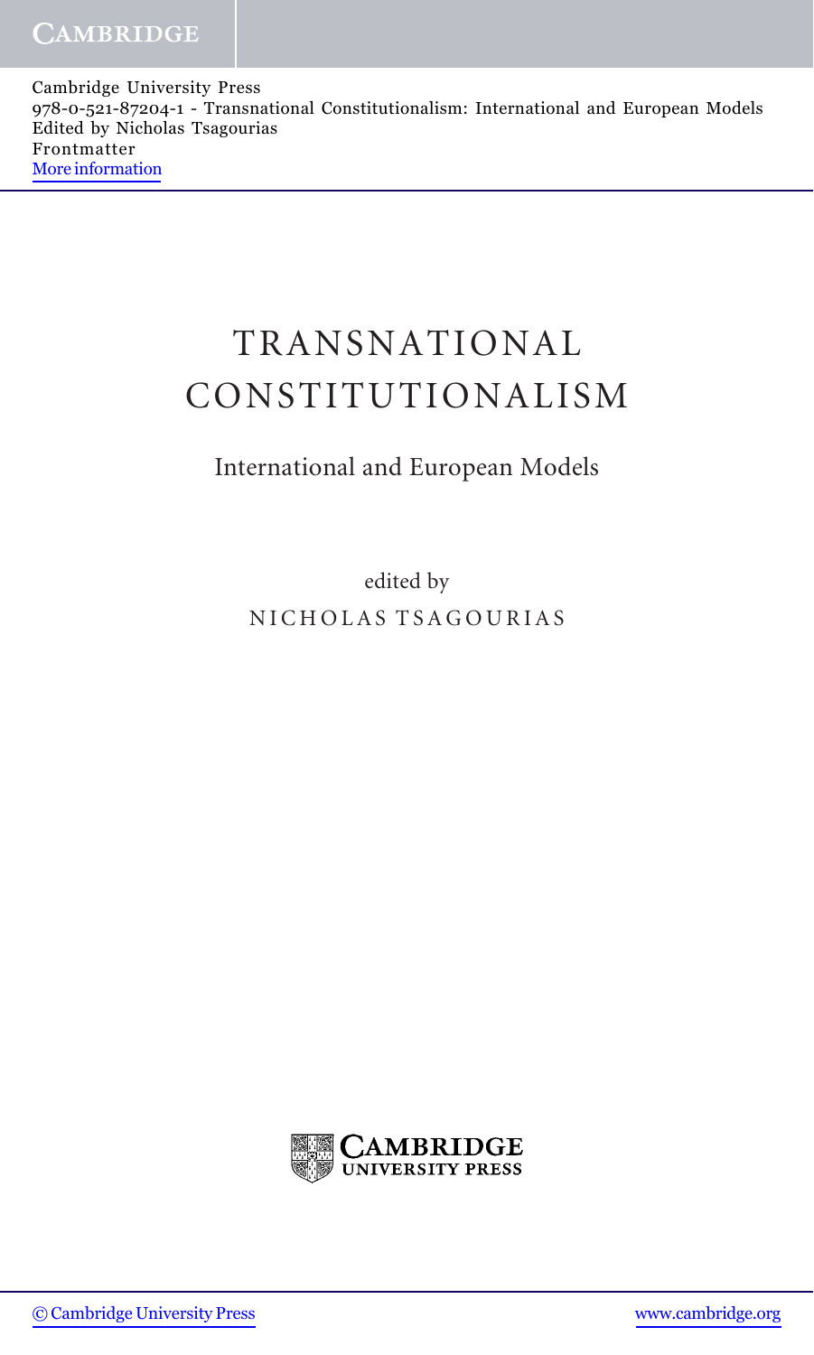# TRANSNATIONAL CONSTITUTIONALISM

## International and European Models

edited by

NICHOLAS TSAGOURIAS

CAMBRIDGE UNIVERSITY PRESS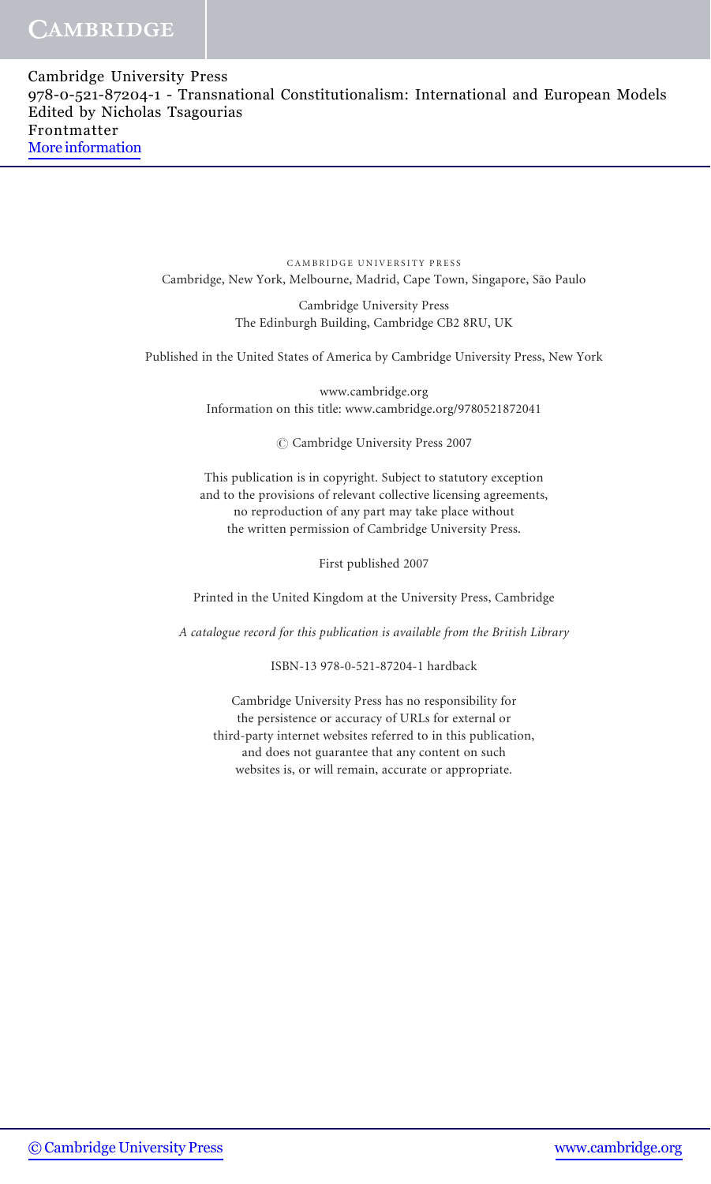CAMBRIDGE UNIVERSITY PRESS

Cambridge, New York, Melbourne, Madrid, Cape Town, Singapore, São Paulo

Cambridge University Press
The Edinburgh Building, Cambridge CB2 8RU, UK

Published in the United States of America by Cambridge University Press, New York

www.cambridge.org
Information on this title: www.cambridge.org/9780521872041

© Cambridge University Press 2007

This publication is in copyright. Subject to statutory exception
and to the provisions of relevant collective licensing agreements,
no reproduction of any part may take place without
the written permission of Cambridge University Press.

First published 2007

Printed in the United Kingdom at the University Press, Cambridge

*A catalogue record for this publication is available from the British Library*

ISBN-13 978-0-521-87204-1 hardback

Cambridge University Press has no responsibility for
the persistence or accuracy of URLs for external or
third-party internet websites referred to in this publication,
and does not guarantee that any content on such
websites is, or will remain, accurate or appropriate.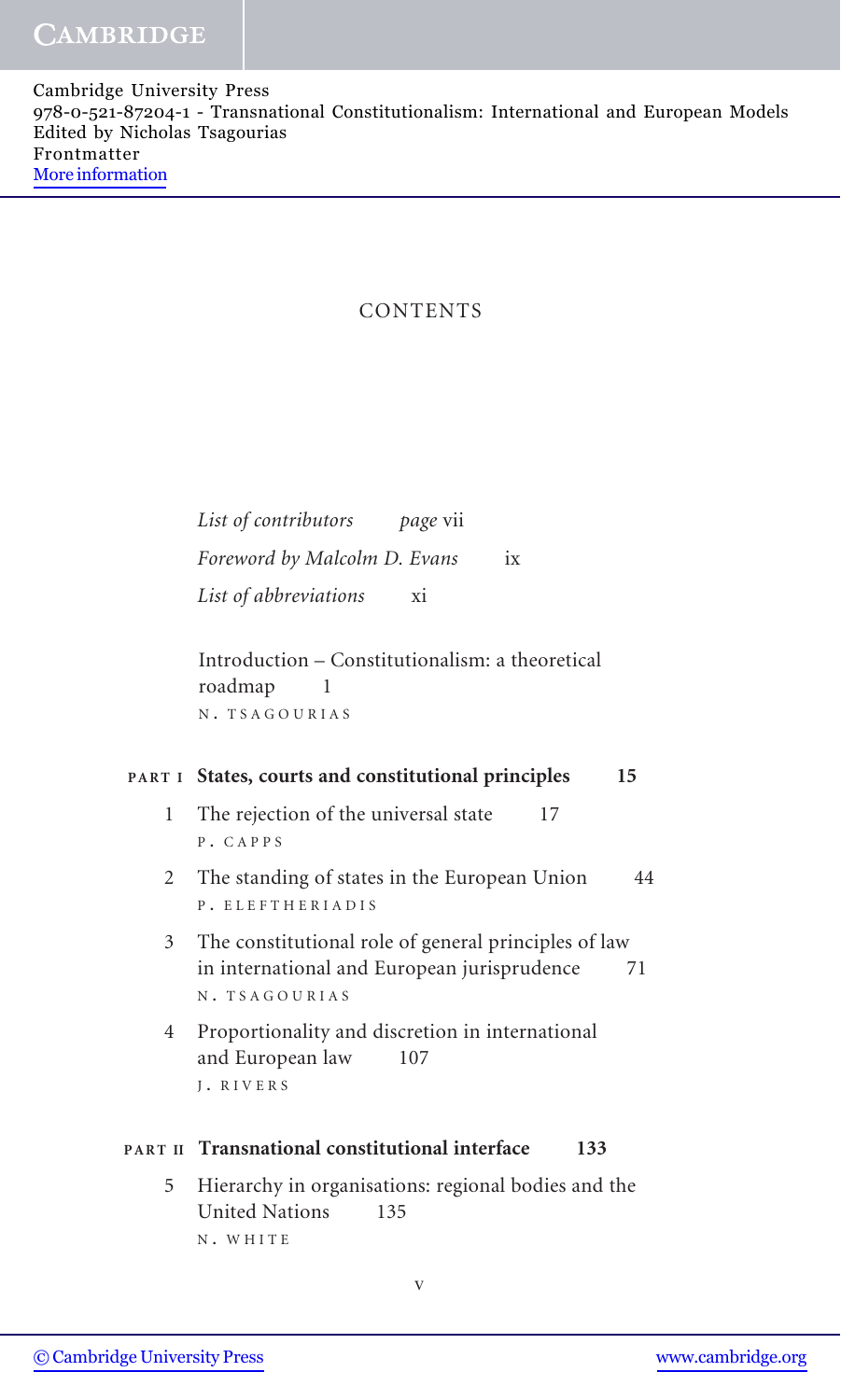# CONTENTS

*List of contributors* *page* vii

*Foreword by Malcolm D. Evans* ix

*List of abbreviations* xi

Introduction – Constitutionalism: a theoretical roadmap 1
N. TSAGOURIAS

## PART I States, courts and constitutional principles 15

1 The rejection of the universal state 17
P. CAPPS

2 The standing of states in the European Union 44
P. ELEFTHERIADIS

3 The constitutional role of general principles of law in international and European jurisprudence 71
N. TSAGOURIAS

4 Proportionality and discretion in international and European law 107
J. RIVERS

## PART II Transnational constitutional interface 133

5 Hierarchy in organisations: regional bodies and the United Nations 135
N. WHITE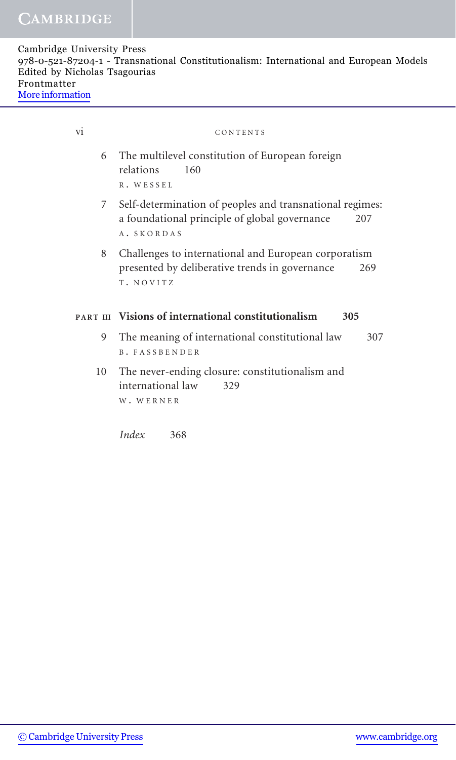6 The multilevel constitution of European foreign relations 160
R. WESSEL

7 Self-determination of peoples and transnational regimes: a foundational principle of global governance 207
A. SKORDAS

8 Challenges to international and European corporatism presented by deliberative trends in governance 269
T. NOVITZ

**PART III Visions of international constitutionalism 305**

9 The meaning of international constitutional law 307
B. FASSBENDER

10 The never-ending closure: constitutionalism and international law 329
W. WERNER

*Index* 368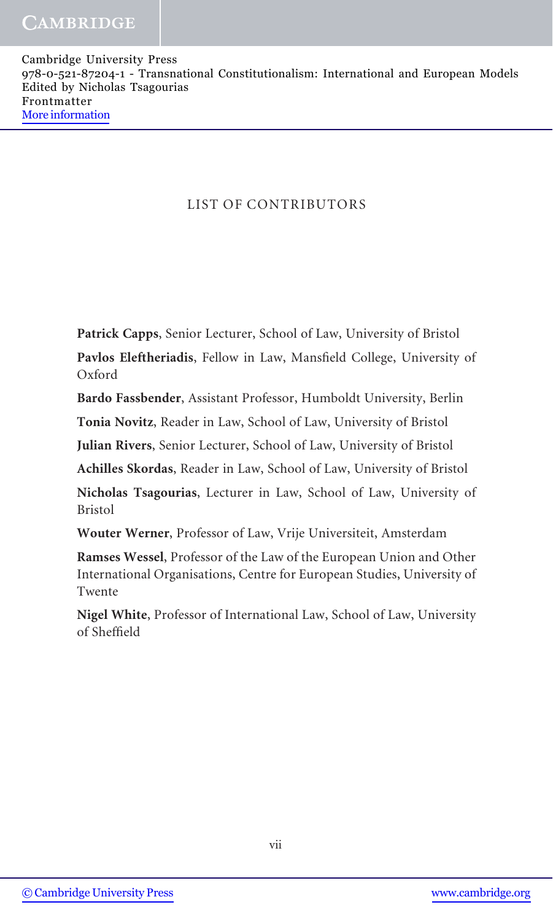# LIST OF CONTRIBUTORS

**Patrick Capps**, Senior Lecturer, School of Law, University of Bristol

**Pavlos Eleftheriadis**, Fellow in Law, Mansfield College, University of Oxford

**Bardo Fassbender**, Assistant Professor, Humboldt University, Berlin

**Tonia Novitz**, Reader in Law, School of Law, University of Bristol

**Julian Rivers**, Senior Lecturer, School of Law, University of Bristol

**Achilles Skordas**, Reader in Law, School of Law, University of Bristol

**Nicholas Tsagourias**, Lecturer in Law, School of Law, University of Bristol

**Wouter Werner**, Professor of Law, Vrije Universiteit, Amsterdam

**Ramses Wessel**, Professor of the Law of the European Union and Other International Organisations, Centre for European Studies, University of Twente

**Nigel White**, Professor of International Law, School of Law, University of Sheffield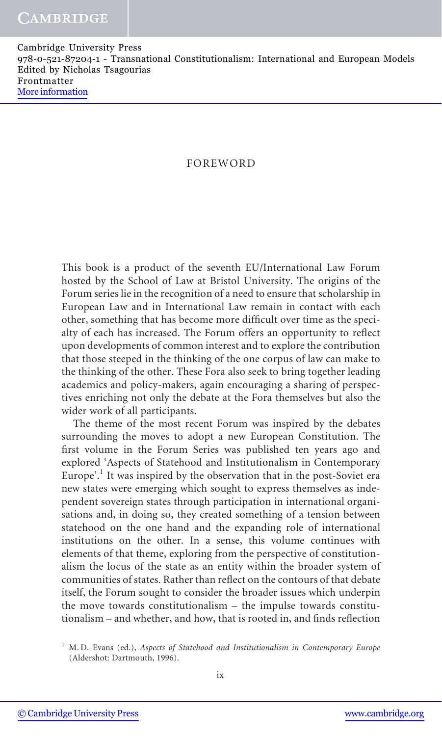# FOREWORD

This book is a product of the seventh EU/International Law Forum hosted by the School of Law at Bristol University. The origins of the Forum series lie in the recognition of a need to ensure that scholarship in European Law and in International Law remain in contact with each other, something that has become more difficult over time as the specialty of each has increased. The Forum offers an opportunity to reflect upon developments of common interest and to explore the contribution that those steeped in the thinking of the one corpus of law can make to the thinking of the other. These Fora also seek to bring together leading academics and policy-makers, again encouraging a sharing of perspectives enriching not only the debate at the Fora themselves but also the wider work of all participants.

The theme of the most recent Forum was inspired by the debates surrounding the moves to adopt a new European Constitution. The first volume in the Forum Series was published ten years ago and explored 'Aspects of Statehood and Institutionalism in Contemporary Europe'.[1] It was inspired by the observation that in the post-Soviet era new states were emerging which sought to express themselves as independent sovereign states through participation in international organisations and, in doing so, they created something of a tension between statehood on the one hand and the expanding role of international institutions on the other. In a sense, this volume continues with elements of that theme, exploring from the perspective of constitutionalism the locus of the state as an entity within the broader system of communities of states. Rather than reflect on the contours of that debate itself, the Forum sought to consider the broader issues which underpin the move towards constitutionalism – the impulse towards constitutionalism – and whether, and how, that is rooted in, and finds reflection

[1] M. D. Evans (ed.), *Aspects of Statehood and Institutionalism in Contemporary Europe* (Aldershot: Dartmouth, 1996).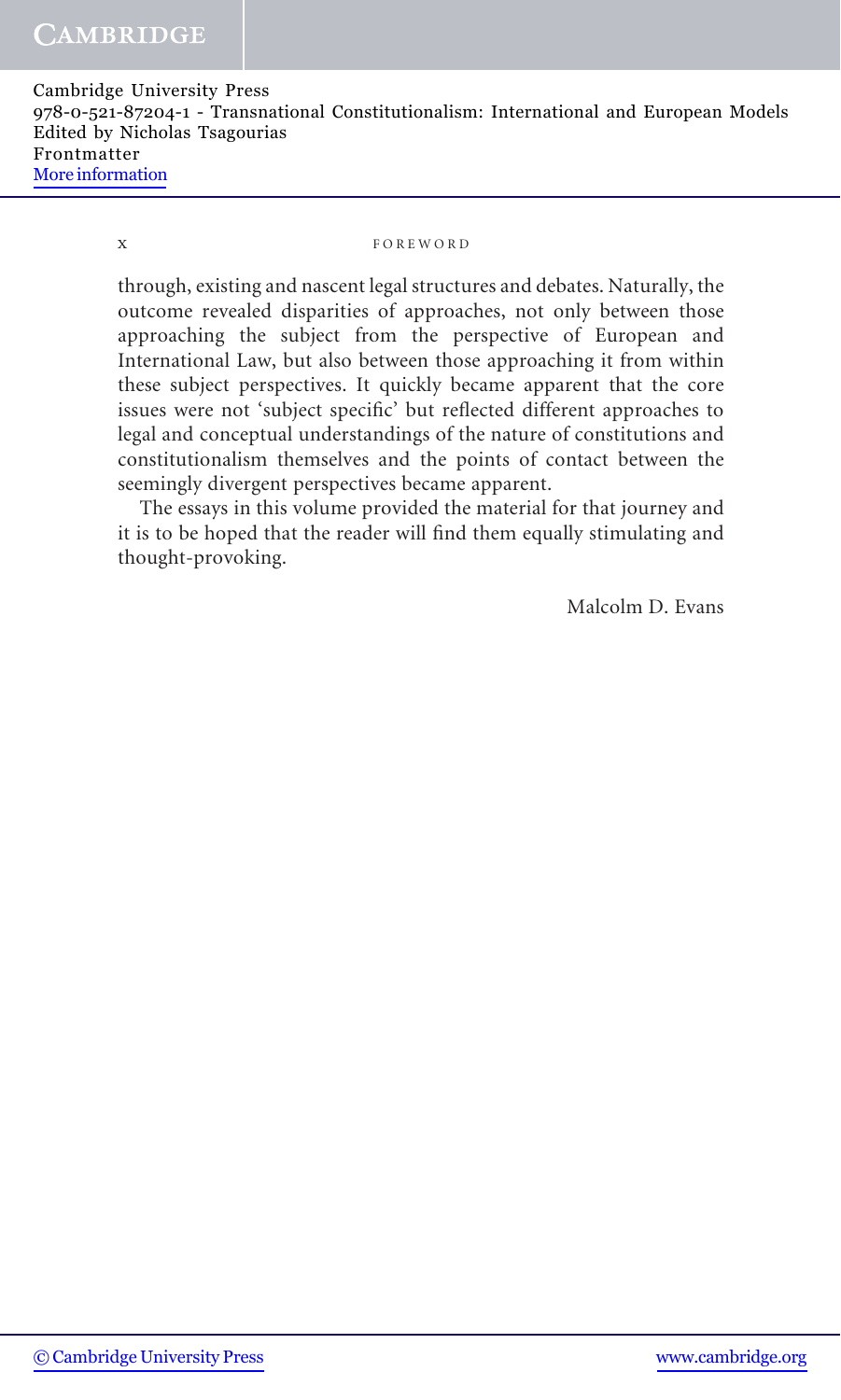through, existing and nascent legal structures and debates. Naturally, the outcome revealed disparities of approaches, not only between those approaching the subject from the perspective of European and International Law, but also between those approaching it from within these subject perspectives. It quickly became apparent that the core issues were not 'subject specific' but reflected different approaches to legal and conceptual understandings of the nature of constitutions and constitutionalism themselves and the points of contact between the seemingly divergent perspectives became apparent.

The essays in this volume provided the material for that journey and it is to be hoped that the reader will find them equally stimulating and thought-provoking.

Malcolm D. Evans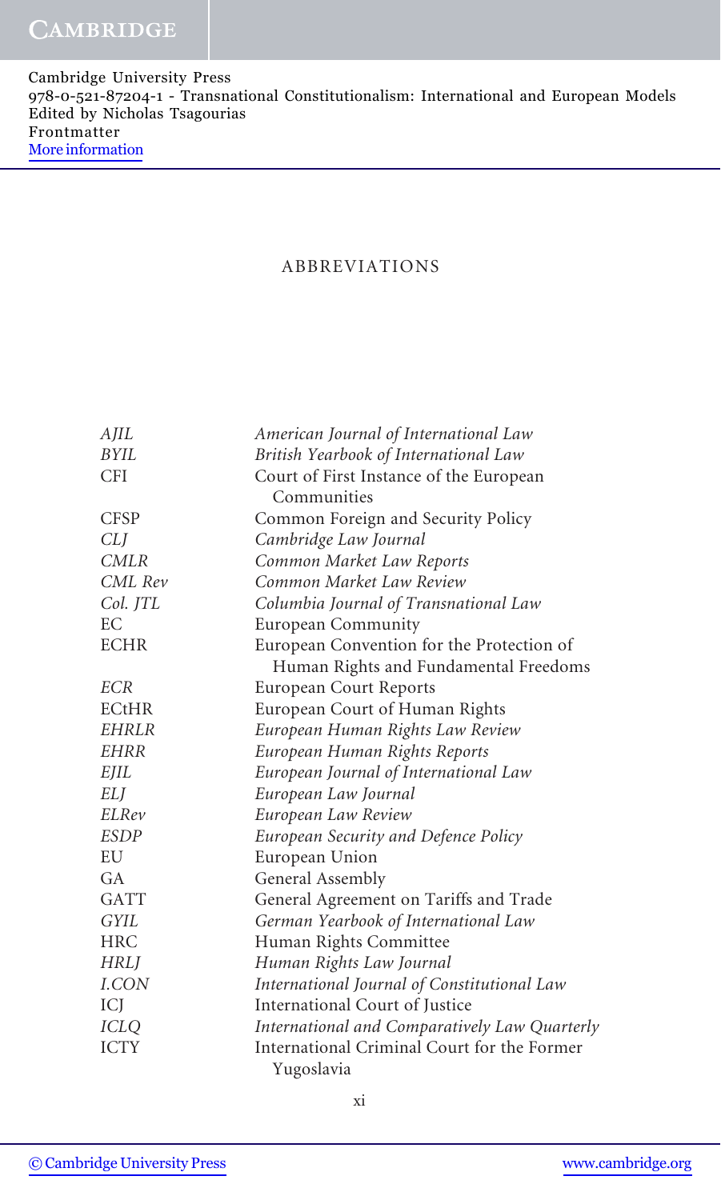# ABBREVIATIONS

| | |
|---|---|
| *AJIL* | *American Journal of International Law* |
| *BYIL* | *British Yearbook of International Law* |
| CFI | Court of First Instance of the European Communities |
| CFSP | Common Foreign and Security Policy |
| *CLJ* | *Cambridge Law Journal* |
| *CMLR* | *Common Market Law Reports* |
| *CML Rev* | *Common Market Law Review* |
| *Col. JTL* | *Columbia Journal of Transnational Law* |
| EC | European Community |
| ECHR | European Convention for the Protection of Human Rights and Fundamental Freedoms |
| *ECR* | European Court Reports |
| ECtHR | European Court of Human Rights |
| *EHRLR* | *European Human Rights Law Review* |
| *EHRR* | *European Human Rights Reports* |
| *EJIL* | *European Journal of International Law* |
| *ELJ* | *European Law Journal* |
| *ELRev* | *European Law Review* |
| *ESDP* | *European Security and Defence Policy* |
| EU | European Union |
| GA | General Assembly |
| GATT | General Agreement on Tariffs and Trade |
| *GYIL* | *German Yearbook of International Law* |
| HRC | Human Rights Committee |
| *HRLJ* | *Human Rights Law Journal* |
| *I.CON* | *International Journal of Constitutional Law* |
| ICJ | International Court of Justice |
| *ICLQ* | *International and Comparatively Law Quarterly* |
| ICTY | International Criminal Court for the Former Yugoslavia |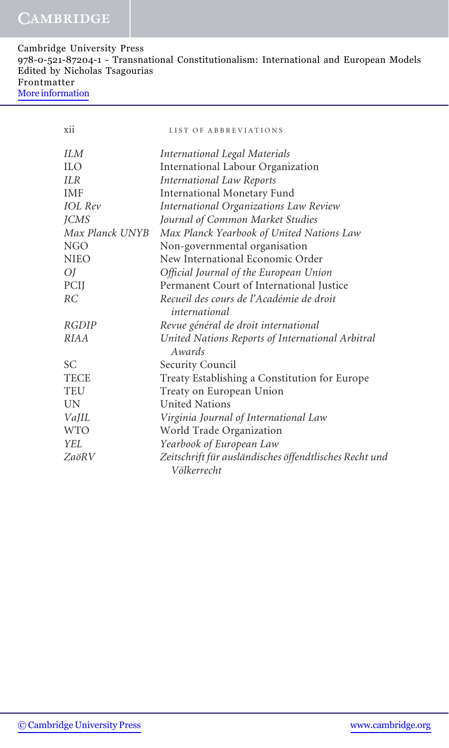| | |
|---|---|
| *ILM* | *International Legal Materials* |
| ILO | International Labour Organization |
| *ILR* | *International Law Reports* |
| IMF | International Monetary Fund |
| *IOL Rev* | *International Organizations Law Review* |
| *JCMS* | *Journal of Common Market Studies* |
| *Max Planck UNYB* | *Max Planck Yearbook of United Nations Law* |
| NGO | Non-governmental organisation |
| NIEO | New International Economic Order |
| *OJ* | *Official Journal of the European Union* |
| PCIJ | Permanent Court of International Justice |
| *RC* | *Recueil des cours de l'Académie de droit international* |
| *RGDIP* | *Revue général de droit international* |
| *RIAA* | *United Nations Reports of International Arbitral Awards* |
| SC | Security Council |
| TECE | Treaty Establishing a Constitution for Europe |
| TEU | Treaty on European Union |
| UN | United Nations |
| *VaJIL* | *Virginia Journal of International Law* |
| WTO | World Trade Organization |
| *YEL* | *Yearbook of European Law* |
| *ZaöRV* | *Zeitschrift für ausländisches öffendtlisches Recht und Völkerrecht* |